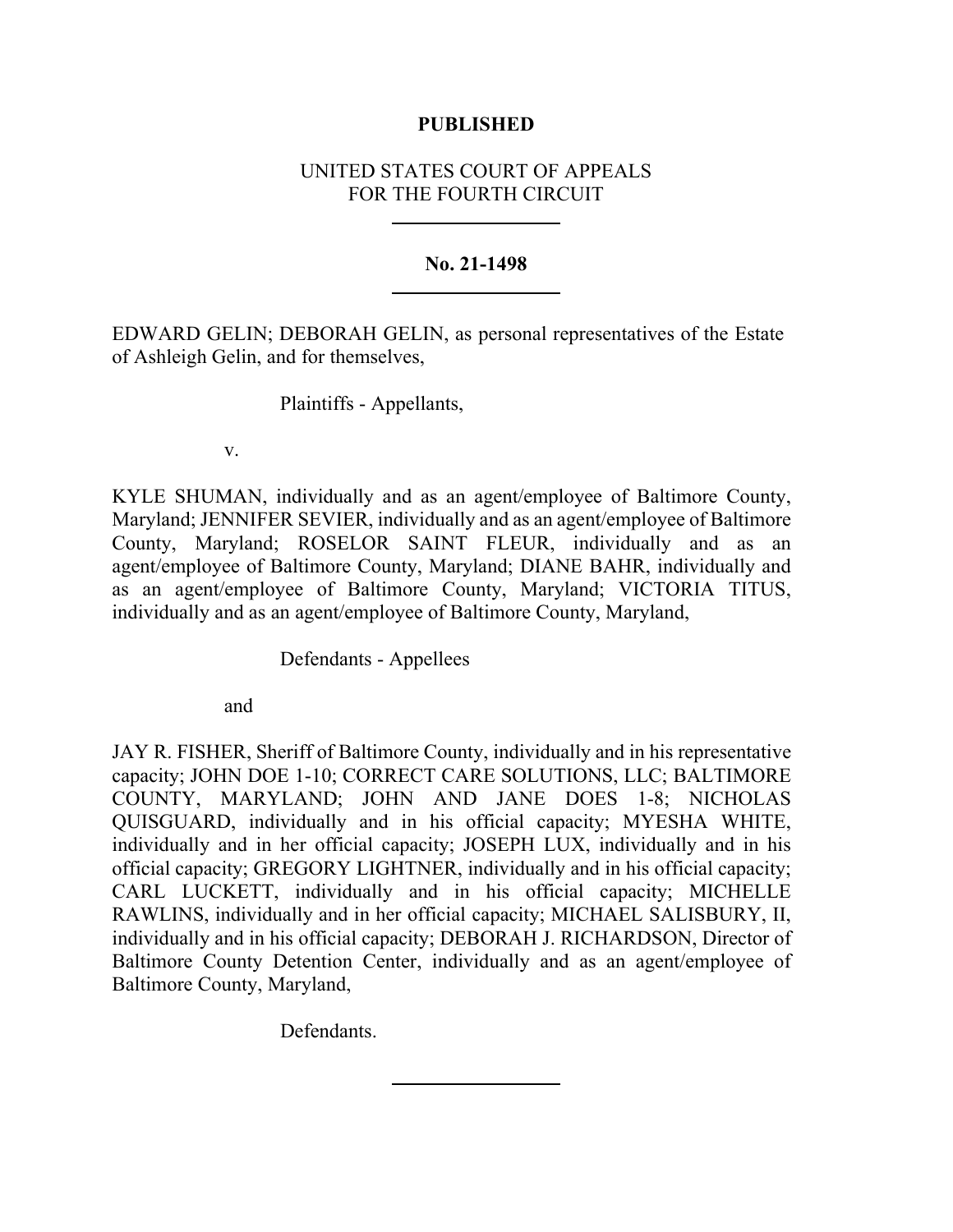**PUBLISHED**

UNITED STATES COURT OF APPEALS
FOR THE FOURTH CIRCUIT

---

**No. 21-1498**

---

EDWARD GELIN; DEBORAH GELIN, as personal representatives of the Estate of Ashleigh Gelin, and for themselves,

Plaintiffs - Appellants,

v.

KYLE SHUMAN, individually and as an agent/employee of Baltimore County, Maryland; JENNIFER SEVIER, individually and as an agent/employee of Baltimore County, Maryland; ROSELOR SAINT FLEUR, individually and as an agent/employee of Baltimore County, Maryland; DIANE BAHR, individually and as an agent/employee of Baltimore County, Maryland; VICTORIA TITUS, individually and as an agent/employee of Baltimore County, Maryland,

Defendants - Appellees

and

JAY R. FISHER, Sheriff of Baltimore County, individually and in his representative capacity; JOHN DOE 1-10; CORRECT CARE SOLUTIONS, LLC; BALTIMORE COUNTY, MARYLAND; JOHN AND JANE DOES 1-8; NICHOLAS QUISGUARD, individually and in his official capacity; MYESHA WHITE, individually and in her official capacity; JOSEPH LUX, individually and in his official capacity; GREGORY LIGHTNER, individually and in his official capacity; CARL LUCKETT, individually and in his official capacity; MICHELLE RAWLINS, individually and in her official capacity; MICHAEL SALISBURY, II, individually and in his official capacity; DEBORAH J. RICHARDSON, Director of Baltimore County Detention Center, individually and as an agent/employee of Baltimore County, Maryland,

Defendants.

---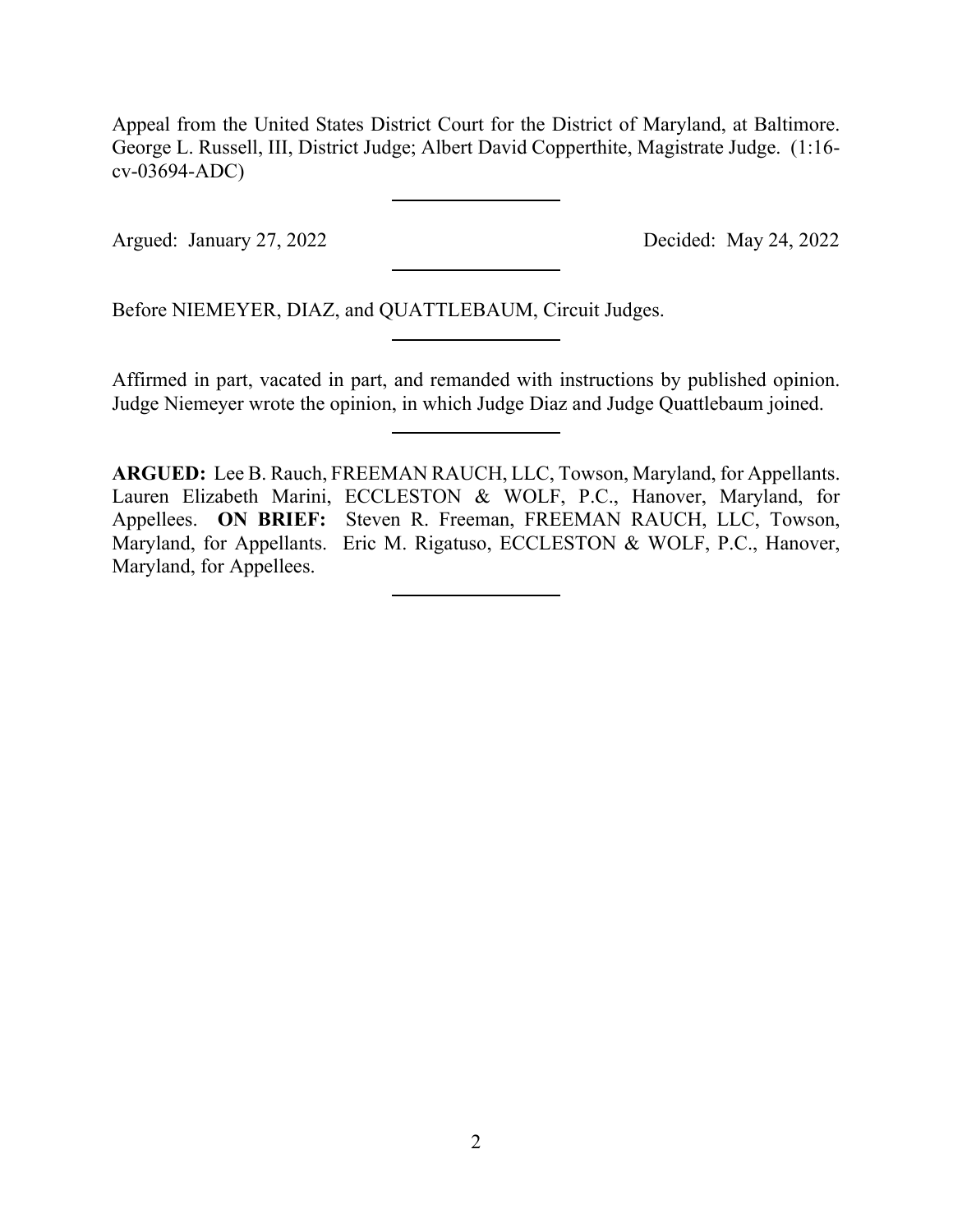Appeal from the United States District Court for the District of Maryland, at Baltimore. George L. Russell, III, District Judge; Albert David Copperthite, Magistrate Judge. (1:16-cv-03694-ADC)

---

Argued: January 27, 2022 Decided: May 24, 2022

---

Before NIEMEYER, DIAZ, and QUATTLEBAUM, Circuit Judges.

---

Affirmed in part, vacated in part, and remanded with instructions by published opinion. Judge Niemeyer wrote the opinion, in which Judge Diaz and Judge Quattlebaum joined.

---

**ARGUED:** Lee B. Rauch, FREEMAN RAUCH, LLC, Towson, Maryland, for Appellants. Lauren Elizabeth Marini, ECCLESTON & WOLF, P.C., Hanover, Maryland, for Appellees. **ON BRIEF:** Steven R. Freeman, FREEMAN RAUCH, LLC, Towson, Maryland, for Appellants. Eric M. Rigatuso, ECCLESTON & WOLF, P.C., Hanover, Maryland, for Appellees.

---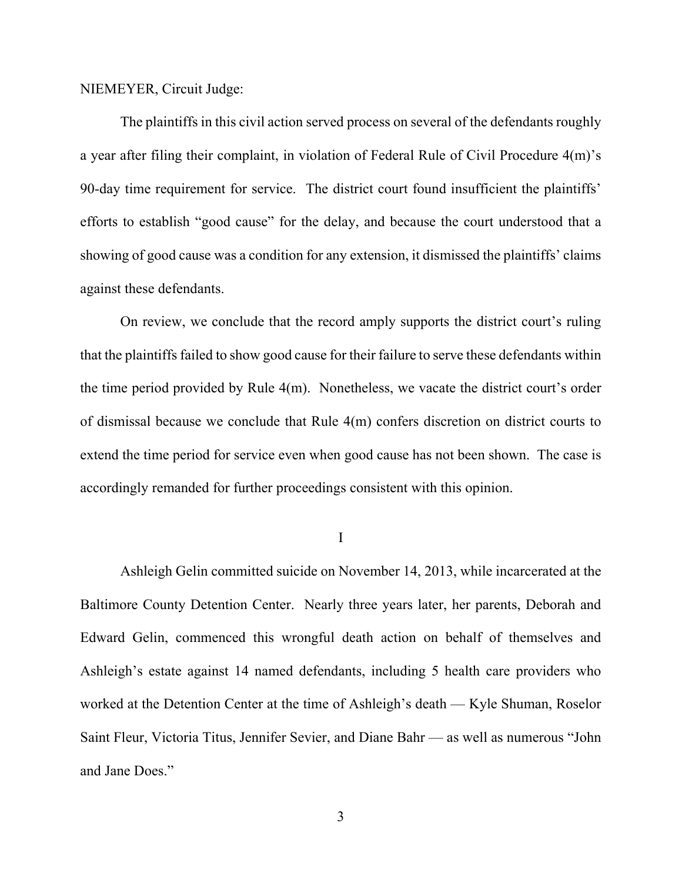NIEMEYER, Circuit Judge:

The plaintiffs in this civil action served process on several of the defendants roughly a year after filing their complaint, in violation of Federal Rule of Civil Procedure 4(m)'s 90-day time requirement for service. The district court found insufficient the plaintiffs' efforts to establish "good cause" for the delay, and because the court understood that a showing of good cause was a condition for any extension, it dismissed the plaintiffs' claims against these defendants.

On review, we conclude that the record amply supports the district court's ruling that the plaintiffs failed to show good cause for their failure to serve these defendants within the time period provided by Rule 4(m). Nonetheless, we vacate the district court's order of dismissal because we conclude that Rule 4(m) confers discretion on district courts to extend the time period for service even when good cause has not been shown. The case is accordingly remanded for further proceedings consistent with this opinion.

## I

Ashleigh Gelin committed suicide on November 14, 2013, while incarcerated at the Baltimore County Detention Center. Nearly three years later, her parents, Deborah and Edward Gelin, commenced this wrongful death action on behalf of themselves and Ashleigh's estate against 14 named defendants, including 5 health care providers who worked at the Detention Center at the time of Ashleigh's death — Kyle Shuman, Roselor Saint Fleur, Victoria Titus, Jennifer Sevier, and Diane Bahr — as well as numerous "John and Jane Does."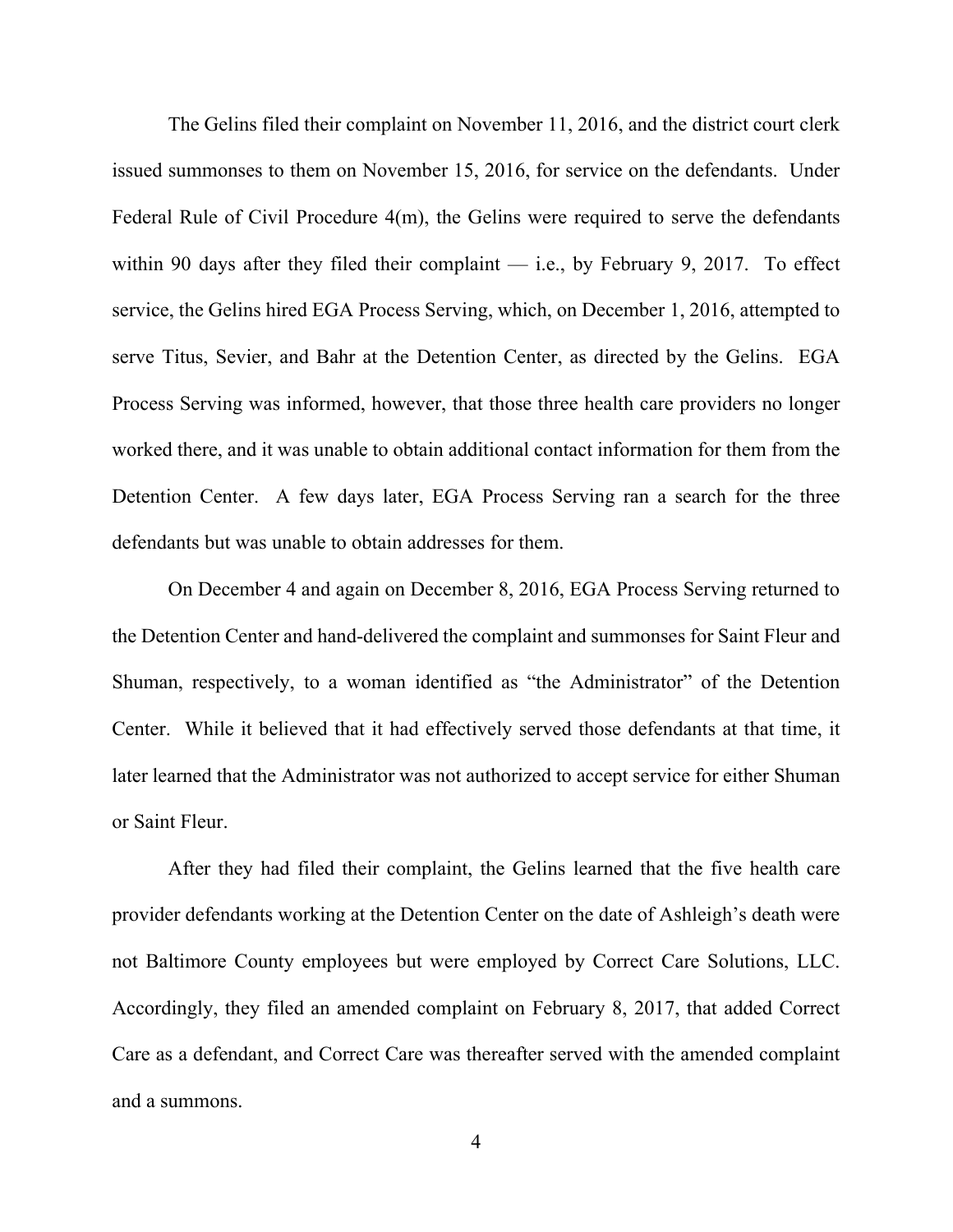The Gelins filed their complaint on November 11, 2016, and the district court clerk issued summonses to them on November 15, 2016, for service on the defendants. Under Federal Rule of Civil Procedure 4(m), the Gelins were required to serve the defendants within 90 days after they filed their complaint — i.e., by February 9, 2017. To effect service, the Gelins hired EGA Process Serving, which, on December 1, 2016, attempted to serve Titus, Sevier, and Bahr at the Detention Center, as directed by the Gelins. EGA Process Serving was informed, however, that those three health care providers no longer worked there, and it was unable to obtain additional contact information for them from the Detention Center. A few days later, EGA Process Serving ran a search for the three defendants but was unable to obtain addresses for them.

On December 4 and again on December 8, 2016, EGA Process Serving returned to the Detention Center and hand-delivered the complaint and summonses for Saint Fleur and Shuman, respectively, to a woman identified as "the Administrator" of the Detention Center. While it believed that it had effectively served those defendants at that time, it later learned that the Administrator was not authorized to accept service for either Shuman or Saint Fleur.

After they had filed their complaint, the Gelins learned that the five health care provider defendants working at the Detention Center on the date of Ashleigh's death were not Baltimore County employees but were employed by Correct Care Solutions, LLC. Accordingly, they filed an amended complaint on February 8, 2017, that added Correct Care as a defendant, and Correct Care was thereafter served with the amended complaint and a summons.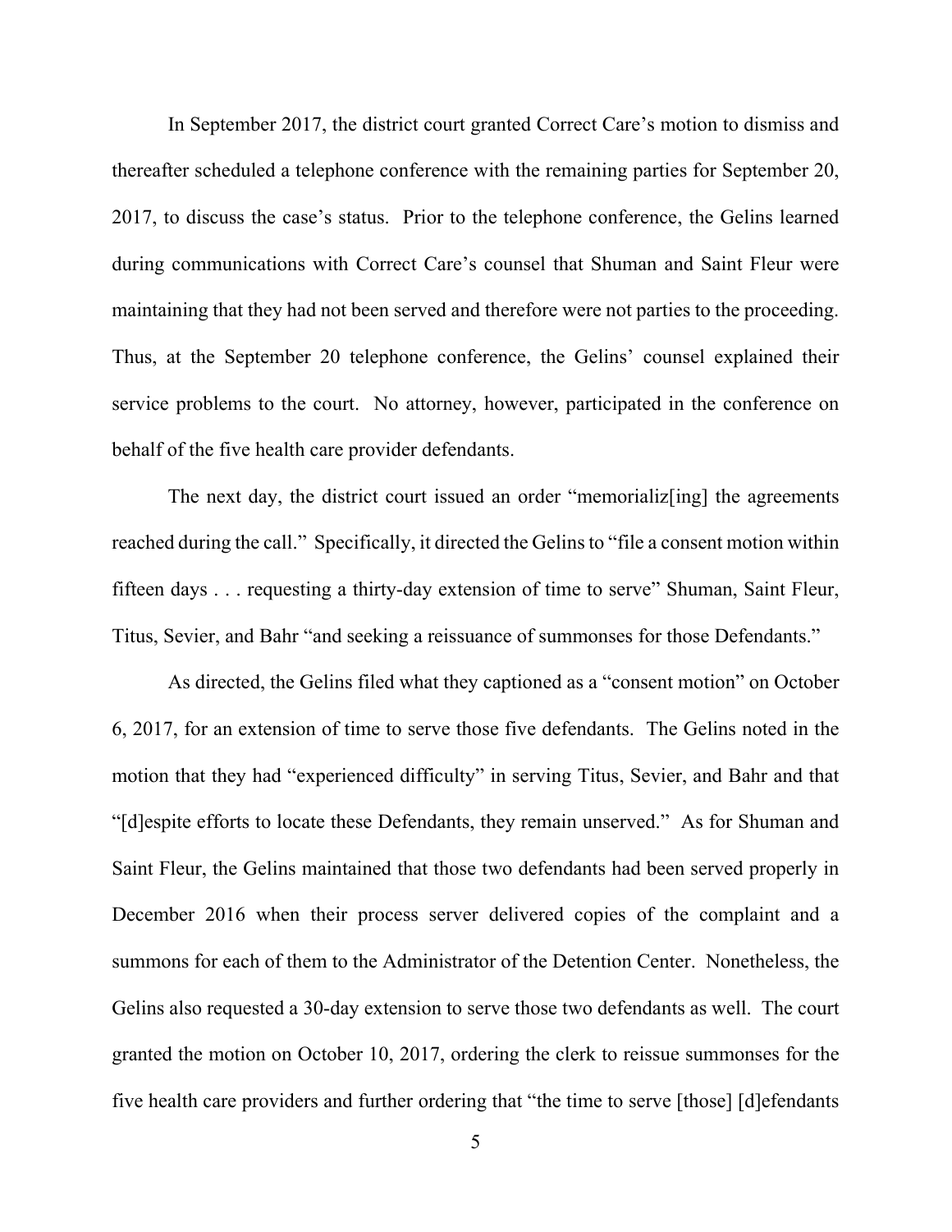In September 2017, the district court granted Correct Care's motion to dismiss and thereafter scheduled a telephone conference with the remaining parties for September 20, 2017, to discuss the case's status. Prior to the telephone conference, the Gelins learned during communications with Correct Care's counsel that Shuman and Saint Fleur were maintaining that they had not been served and therefore were not parties to the proceeding. Thus, at the September 20 telephone conference, the Gelins' counsel explained their service problems to the court. No attorney, however, participated in the conference on behalf of the five health care provider defendants.

The next day, the district court issued an order "memorializ[ing] the agreements reached during the call." Specifically, it directed the Gelins to "file a consent motion within fifteen days . . . requesting a thirty-day extension of time to serve" Shuman, Saint Fleur, Titus, Sevier, and Bahr "and seeking a reissuance of summonses for those Defendants."

As directed, the Gelins filed what they captioned as a "consent motion" on October 6, 2017, for an extension of time to serve those five defendants. The Gelins noted in the motion that they had "experienced difficulty" in serving Titus, Sevier, and Bahr and that "[d]espite efforts to locate these Defendants, they remain unserved." As for Shuman and Saint Fleur, the Gelins maintained that those two defendants had been served properly in December 2016 when their process server delivered copies of the complaint and a summons for each of them to the Administrator of the Detention Center. Nonetheless, the Gelins also requested a 30-day extension to serve those two defendants as well. The court granted the motion on October 10, 2017, ordering the clerk to reissue summonses for the five health care providers and further ordering that "the time to serve [those] [d]efendants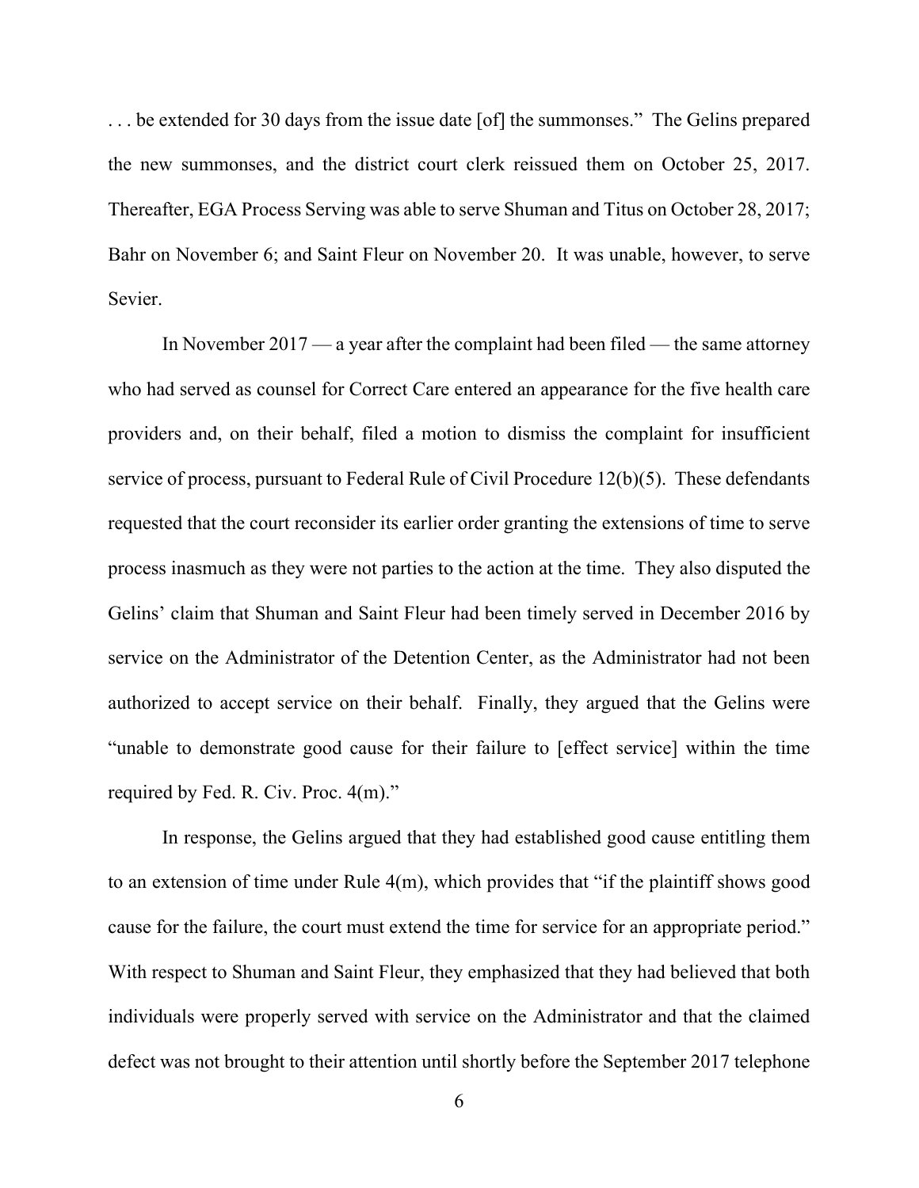. . . be extended for 30 days from the issue date [of] the summonses." The Gelins prepared the new summonses, and the district court clerk reissued them on October 25, 2017. Thereafter, EGA Process Serving was able to serve Shuman and Titus on October 28, 2017; Bahr on November 6; and Saint Fleur on November 20. It was unable, however, to serve Sevier.

In November 2017 — a year after the complaint had been filed — the same attorney who had served as counsel for Correct Care entered an appearance for the five health care providers and, on their behalf, filed a motion to dismiss the complaint for insufficient service of process, pursuant to Federal Rule of Civil Procedure 12(b)(5). These defendants requested that the court reconsider its earlier order granting the extensions of time to serve process inasmuch as they were not parties to the action at the time. They also disputed the Gelins' claim that Shuman and Saint Fleur had been timely served in December 2016 by service on the Administrator of the Detention Center, as the Administrator had not been authorized to accept service on their behalf. Finally, they argued that the Gelins were "unable to demonstrate good cause for their failure to [effect service] within the time required by Fed. R. Civ. Proc. 4(m)."

In response, the Gelins argued that they had established good cause entitling them to an extension of time under Rule 4(m), which provides that "if the plaintiff shows good cause for the failure, the court must extend the time for service for an appropriate period." With respect to Shuman and Saint Fleur, they emphasized that they had believed that both individuals were properly served with service on the Administrator and that the claimed defect was not brought to their attention until shortly before the September 2017 telephone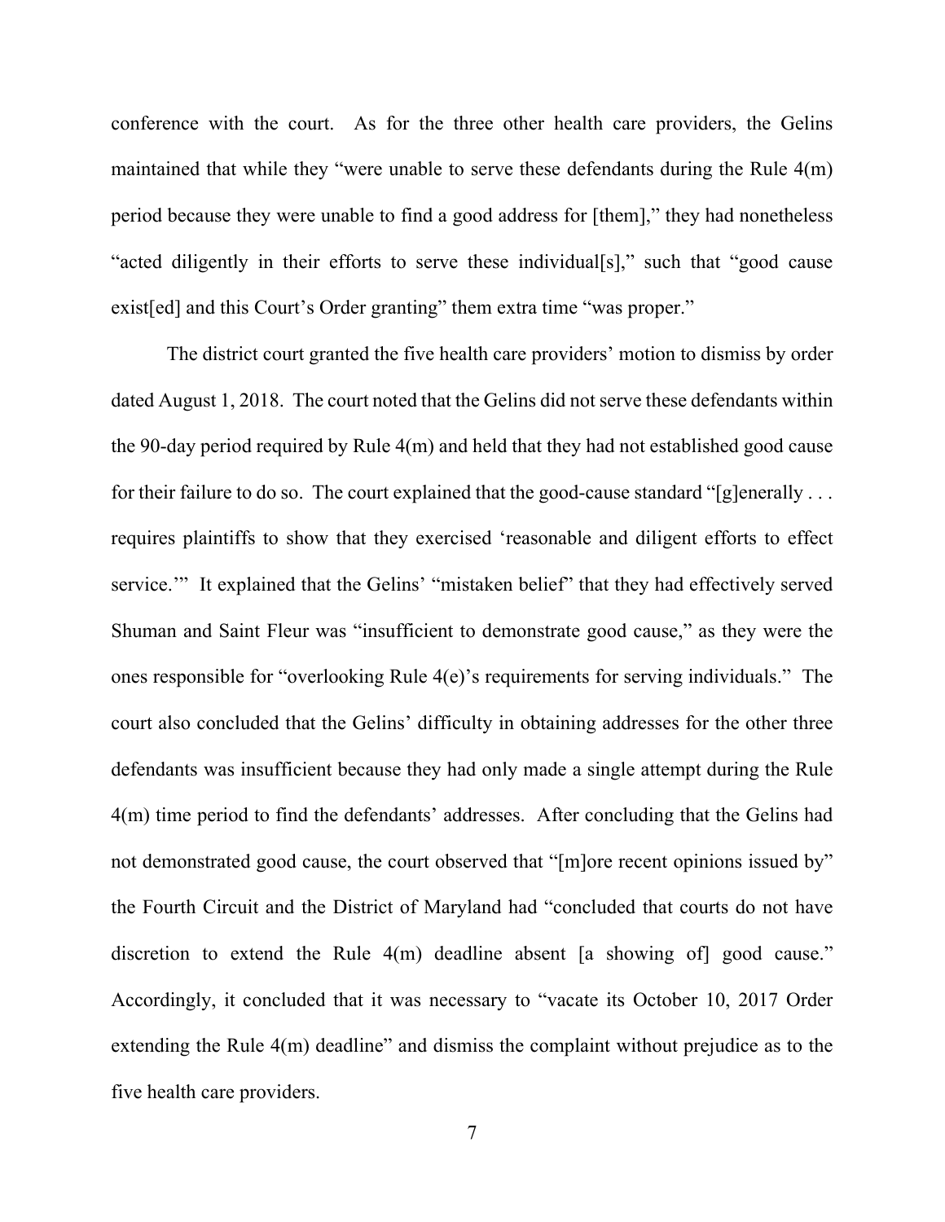conference with the court. As for the three other health care providers, the Gelins maintained that while they "were unable to serve these defendants during the Rule 4(m) period because they were unable to find a good address for [them]," they had nonetheless "acted diligently in their efforts to serve these individual[s]," such that "good cause exist[ed] and this Court's Order granting" them extra time "was proper."

The district court granted the five health care providers' motion to dismiss by order dated August 1, 2018. The court noted that the Gelins did not serve these defendants within the 90-day period required by Rule 4(m) and held that they had not established good cause for their failure to do so. The court explained that the good-cause standard "[g]enerally . . . requires plaintiffs to show that they exercised 'reasonable and diligent efforts to effect service.'" It explained that the Gelins' "mistaken belief" that they had effectively served Shuman and Saint Fleur was "insufficient to demonstrate good cause," as they were the ones responsible for "overlooking Rule 4(e)'s requirements for serving individuals." The court also concluded that the Gelins' difficulty in obtaining addresses for the other three defendants was insufficient because they had only made a single attempt during the Rule 4(m) time period to find the defendants' addresses. After concluding that the Gelins had not demonstrated good cause, the court observed that "[m]ore recent opinions issued by" the Fourth Circuit and the District of Maryland had "concluded that courts do not have discretion to extend the Rule 4(m) deadline absent [a showing of] good cause." Accordingly, it concluded that it was necessary to "vacate its October 10, 2017 Order extending the Rule 4(m) deadline" and dismiss the complaint without prejudice as to the five health care providers.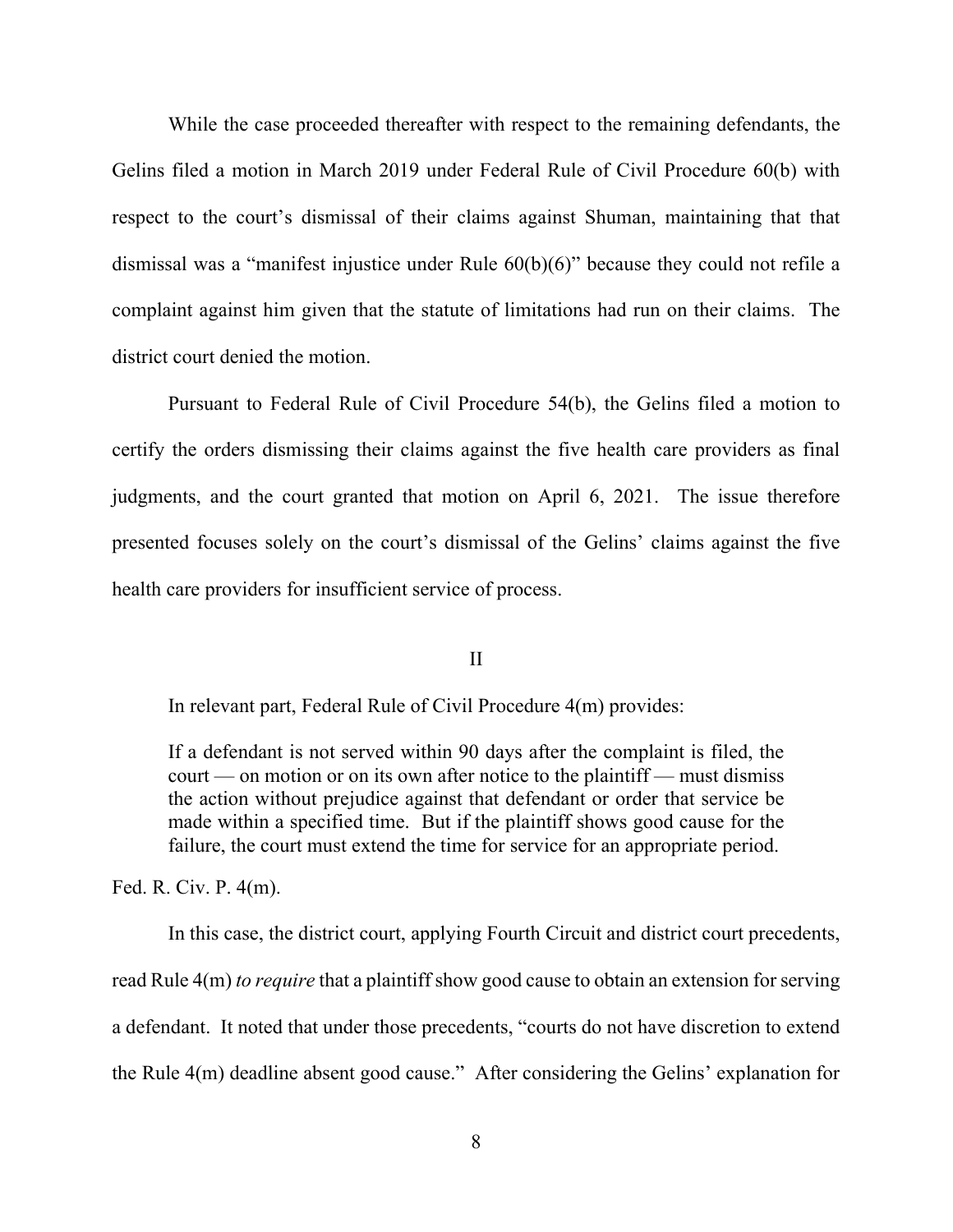While the case proceeded thereafter with respect to the remaining defendants, the Gelins filed a motion in March 2019 under Federal Rule of Civil Procedure 60(b) with respect to the court's dismissal of their claims against Shuman, maintaining that that dismissal was a "manifest injustice under Rule 60(b)(6)" because they could not refile a complaint against him given that the statute of limitations had run on their claims. The district court denied the motion.

Pursuant to Federal Rule of Civil Procedure 54(b), the Gelins filed a motion to certify the orders dismissing their claims against the five health care providers as final judgments, and the court granted that motion on April 6, 2021. The issue therefore presented focuses solely on the court's dismissal of the Gelins' claims against the five health care providers for insufficient service of process.

## II

In relevant part, Federal Rule of Civil Procedure 4(m) provides:

> If a defendant is not served within 90 days after the complaint is filed, the court — on motion or on its own after notice to the plaintiff — must dismiss the action without prejudice against that defendant or order that service be made within a specified time. But if the plaintiff shows good cause for the failure, the court must extend the time for service for an appropriate period.

Fed. R. Civ. P. 4(m).

In this case, the district court, applying Fourth Circuit and district court precedents, read Rule 4(m) *to require* that a plaintiff show good cause to obtain an extension for serving a defendant. It noted that under those precedents, "courts do not have discretion to extend the Rule 4(m) deadline absent good cause." After considering the Gelins' explanation for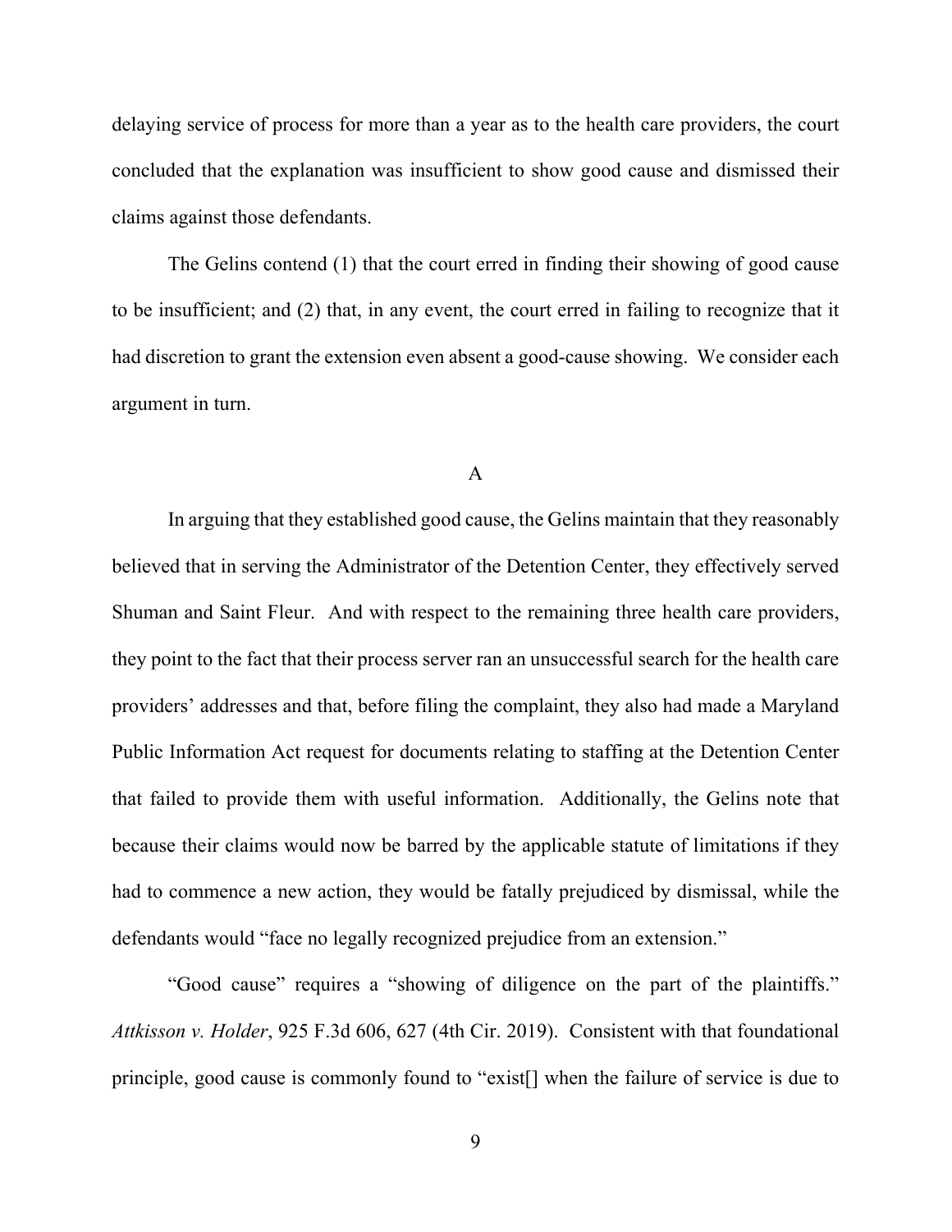delaying service of process for more than a year as to the health care providers, the court concluded that the explanation was insufficient to show good cause and dismissed their claims against those defendants.

The Gelins contend (1) that the court erred in finding their showing of good cause to be insufficient; and (2) that, in any event, the court erred in failing to recognize that it had discretion to grant the extension even absent a good-cause showing. We consider each argument in turn.

### A

In arguing that they established good cause, the Gelins maintain that they reasonably believed that in serving the Administrator of the Detention Center, they effectively served Shuman and Saint Fleur. And with respect to the remaining three health care providers, they point to the fact that their process server ran an unsuccessful search for the health care providers' addresses and that, before filing the complaint, they also had made a Maryland Public Information Act request for documents relating to staffing at the Detention Center that failed to provide them with useful information. Additionally, the Gelins note that because their claims would now be barred by the applicable statute of limitations if they had to commence a new action, they would be fatally prejudiced by dismissal, while the defendants would "face no legally recognized prejudice from an extension."

"Good cause" requires a "showing of diligence on the part of the plaintiffs." *Attkisson v. Holder*, 925 F.3d 606, 627 (4th Cir. 2019). Consistent with that foundational principle, good cause is commonly found to "exist[] when the failure of service is due to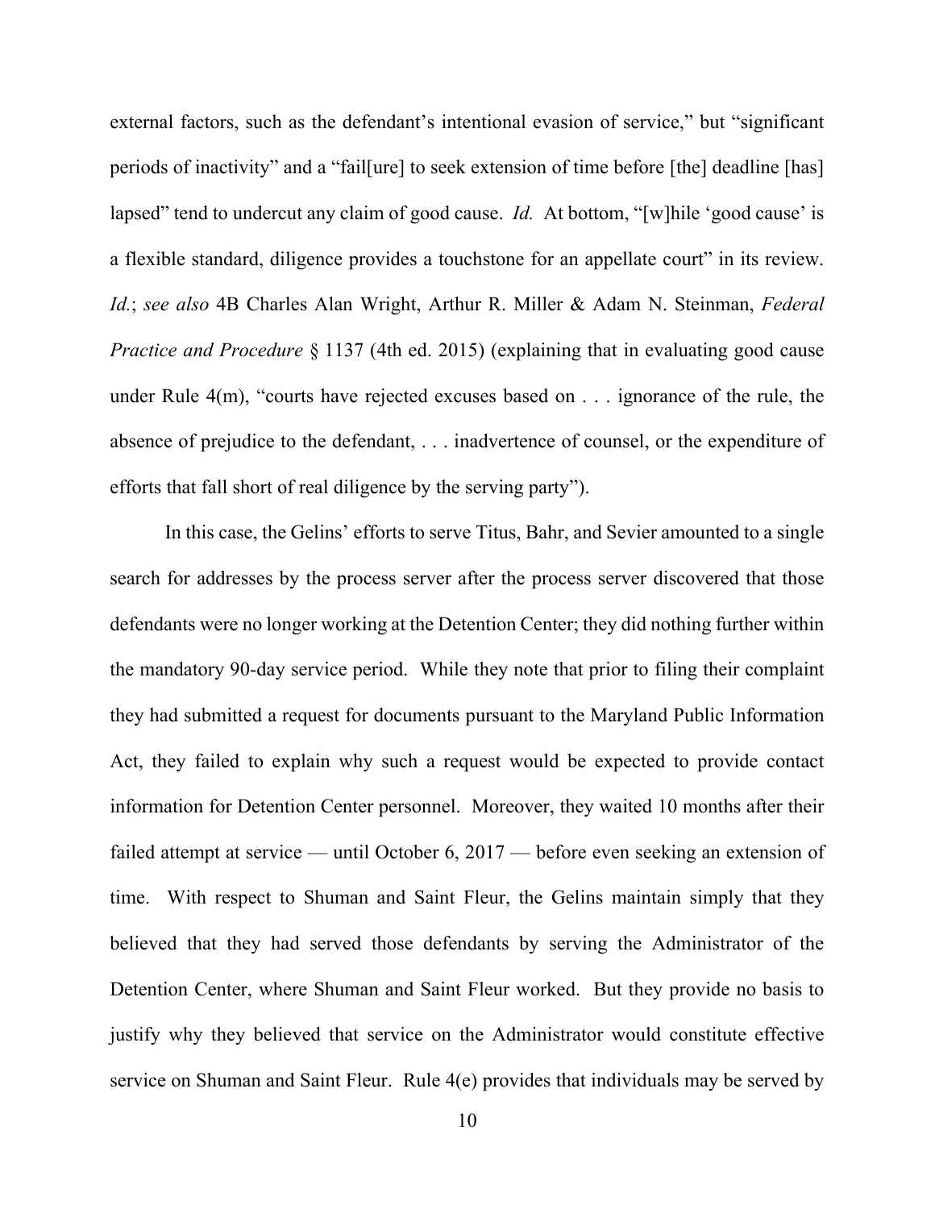external factors, such as the defendant's intentional evasion of service," but "significant periods of inactivity" and a "fail[ure] to seek extension of time before [the] deadline [has] lapsed" tend to undercut any claim of good cause. *Id.* At bottom, "[w]hile 'good cause' is a flexible standard, diligence provides a touchstone for an appellate court" in its review. *Id.*; *see also* 4B Charles Alan Wright, Arthur R. Miller & Adam N. Steinman, *Federal Practice and Procedure* § 1137 (4th ed. 2015) (explaining that in evaluating good cause under Rule 4(m), "courts have rejected excuses based on . . . ignorance of the rule, the absence of prejudice to the defendant, . . . inadvertence of counsel, or the expenditure of efforts that fall short of real diligence by the serving party").

In this case, the Gelins' efforts to serve Titus, Bahr, and Sevier amounted to a single search for addresses by the process server after the process server discovered that those defendants were no longer working at the Detention Center; they did nothing further within the mandatory 90-day service period. While they note that prior to filing their complaint they had submitted a request for documents pursuant to the Maryland Public Information Act, they failed to explain why such a request would be expected to provide contact information for Detention Center personnel. Moreover, they waited 10 months after their failed attempt at service — until October 6, 2017 — before even seeking an extension of time. With respect to Shuman and Saint Fleur, the Gelins maintain simply that they believed that they had served those defendants by serving the Administrator of the Detention Center, where Shuman and Saint Fleur worked. But they provide no basis to justify why they believed that service on the Administrator would constitute effective service on Shuman and Saint Fleur. Rule 4(e) provides that individuals may be served by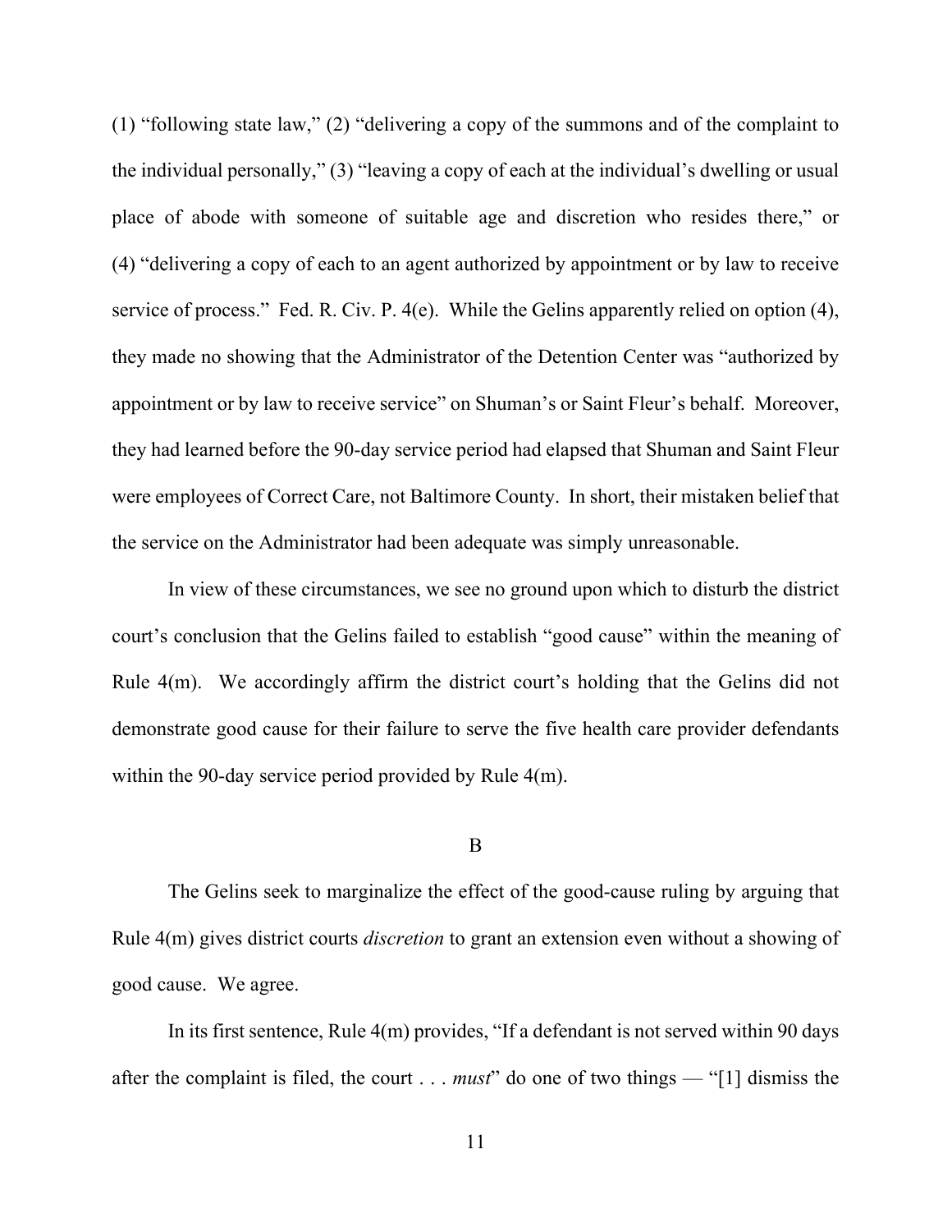(1) "following state law," (2) "delivering a copy of the summons and of the complaint to the individual personally," (3) "leaving a copy of each at the individual's dwelling or usual place of abode with someone of suitable age and discretion who resides there," or (4) "delivering a copy of each to an agent authorized by appointment or by law to receive service of process." Fed. R. Civ. P. 4(e). While the Gelins apparently relied on option (4), they made no showing that the Administrator of the Detention Center was "authorized by appointment or by law to receive service" on Shuman's or Saint Fleur's behalf. Moreover, they had learned before the 90-day service period had elapsed that Shuman and Saint Fleur were employees of Correct Care, not Baltimore County. In short, their mistaken belief that the service on the Administrator had been adequate was simply unreasonable.

In view of these circumstances, we see no ground upon which to disturb the district court's conclusion that the Gelins failed to establish "good cause" within the meaning of Rule 4(m). We accordingly affirm the district court's holding that the Gelins did not demonstrate good cause for their failure to serve the five health care provider defendants within the 90-day service period provided by Rule 4(m).

## B

The Gelins seek to marginalize the effect of the good-cause ruling by arguing that Rule 4(m) gives district courts *discretion* to grant an extension even without a showing of good cause. We agree.

In its first sentence, Rule 4(m) provides, "If a defendant is not served within 90 days after the complaint is filed, the court . . . *must*" do one of two things — "[1] dismiss the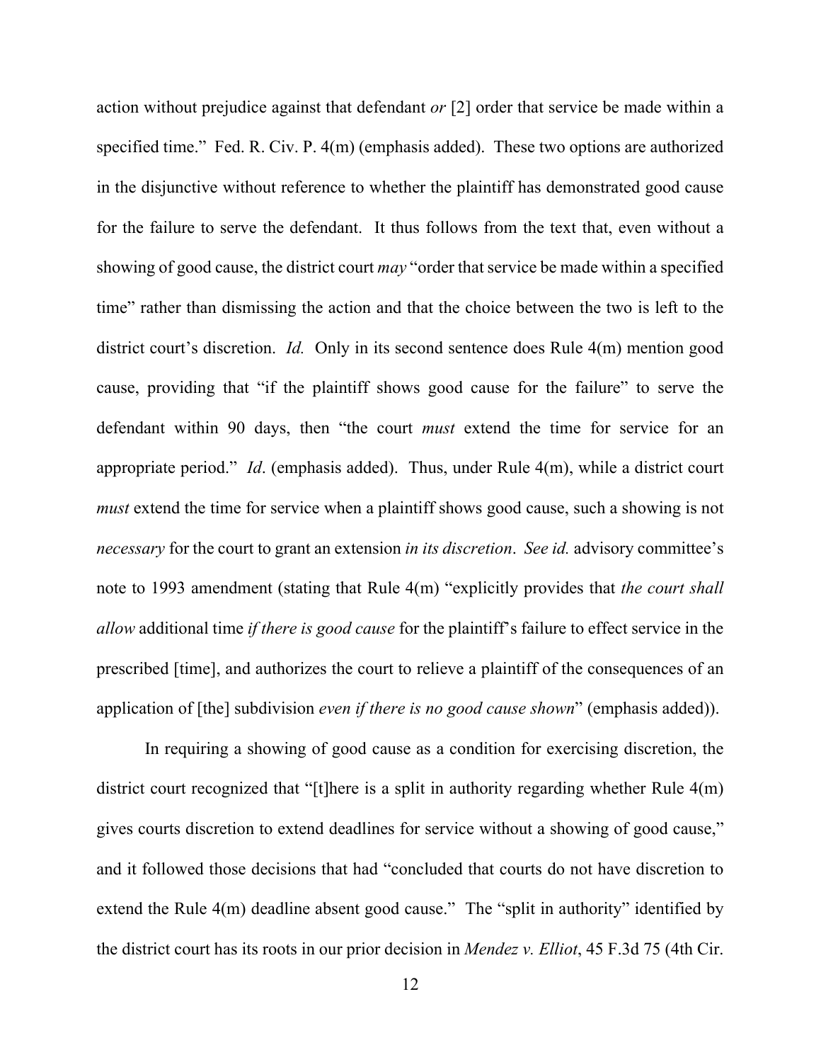action without prejudice against that defendant *or* [2] order that service be made within a specified time." Fed. R. Civ. P. 4(m) (emphasis added). These two options are authorized in the disjunctive without reference to whether the plaintiff has demonstrated good cause for the failure to serve the defendant. It thus follows from the text that, even without a showing of good cause, the district court *may* "order that service be made within a specified time" rather than dismissing the action and that the choice between the two is left to the district court's discretion. *Id.* Only in its second sentence does Rule 4(m) mention good cause, providing that "if the plaintiff shows good cause for the failure" to serve the defendant within 90 days, then "the court *must* extend the time for service for an appropriate period." *Id*. (emphasis added). Thus, under Rule 4(m), while a district court *must* extend the time for service when a plaintiff shows good cause, such a showing is not *necessary* for the court to grant an extension *in its discretion*. *See id.* advisory committee's note to 1993 amendment (stating that Rule 4(m) "explicitly provides that *the court shall allow* additional time *if there is good cause* for the plaintiff's failure to effect service in the prescribed [time], and authorizes the court to relieve a plaintiff of the consequences of an application of [the] subdivision *even if there is no good cause shown*" (emphasis added)).

In requiring a showing of good cause as a condition for exercising discretion, the district court recognized that "[t]here is a split in authority regarding whether Rule 4(m) gives courts discretion to extend deadlines for service without a showing of good cause," and it followed those decisions that had "concluded that courts do not have discretion to extend the Rule 4(m) deadline absent good cause." The "split in authority" identified by the district court has its roots in our prior decision in *Mendez v. Elliot*, 45 F.3d 75 (4th Cir.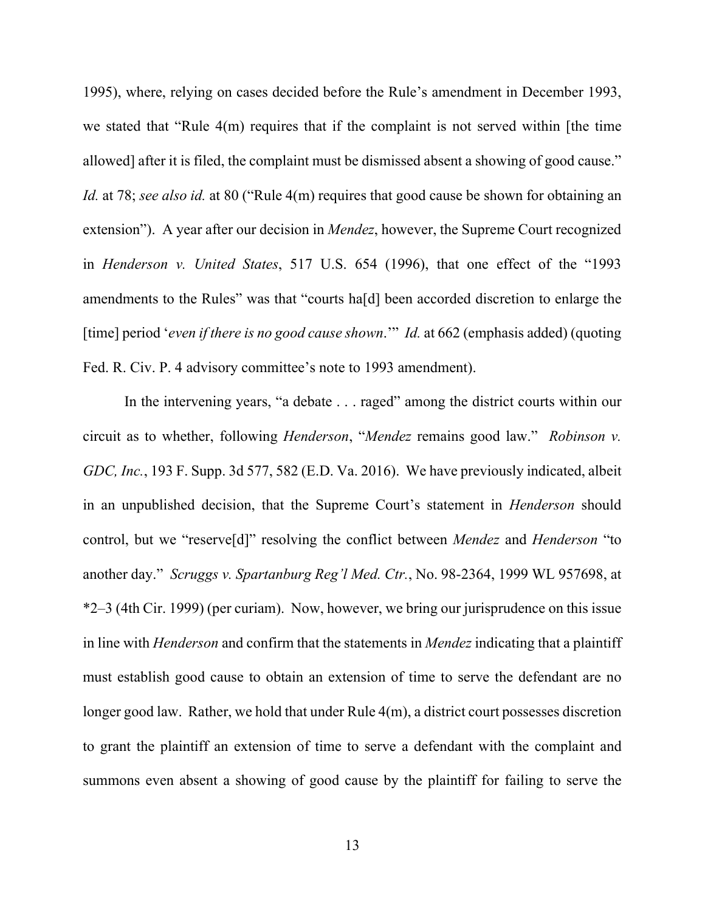1995), where, relying on cases decided before the Rule's amendment in December 1993, we stated that "Rule 4(m) requires that if the complaint is not served within [the time allowed] after it is filed, the complaint must be dismissed absent a showing of good cause." *Id.* at 78; *see also id.* at 80 ("Rule 4(m) requires that good cause be shown for obtaining an extension"). A year after our decision in *Mendez*, however, the Supreme Court recognized in *Henderson v. United States*, 517 U.S. 654 (1996), that one effect of the "1993 amendments to the Rules" was that "courts ha[d] been accorded discretion to enlarge the [time] period '*even if there is no good cause shown*.'" *Id.* at 662 (emphasis added) (quoting Fed. R. Civ. P. 4 advisory committee's note to 1993 amendment).

In the intervening years, "a debate . . . raged" among the district courts within our circuit as to whether, following *Henderson*, "*Mendez* remains good law." *Robinson v. GDC, Inc.*, 193 F. Supp. 3d 577, 582 (E.D. Va. 2016). We have previously indicated, albeit in an unpublished decision, that the Supreme Court's statement in *Henderson* should control, but we "reserve[d]" resolving the conflict between *Mendez* and *Henderson* "to another day." *Scruggs v. Spartanburg Reg'l Med. Ctr.*, No. 98-2364, 1999 WL 957698, at \*2–3 (4th Cir. 1999) (per curiam). Now, however, we bring our jurisprudence on this issue in line with *Henderson* and confirm that the statements in *Mendez* indicating that a plaintiff must establish good cause to obtain an extension of time to serve the defendant are no longer good law. Rather, we hold that under Rule 4(m), a district court possesses discretion to grant the plaintiff an extension of time to serve a defendant with the complaint and summons even absent a showing of good cause by the plaintiff for failing to serve the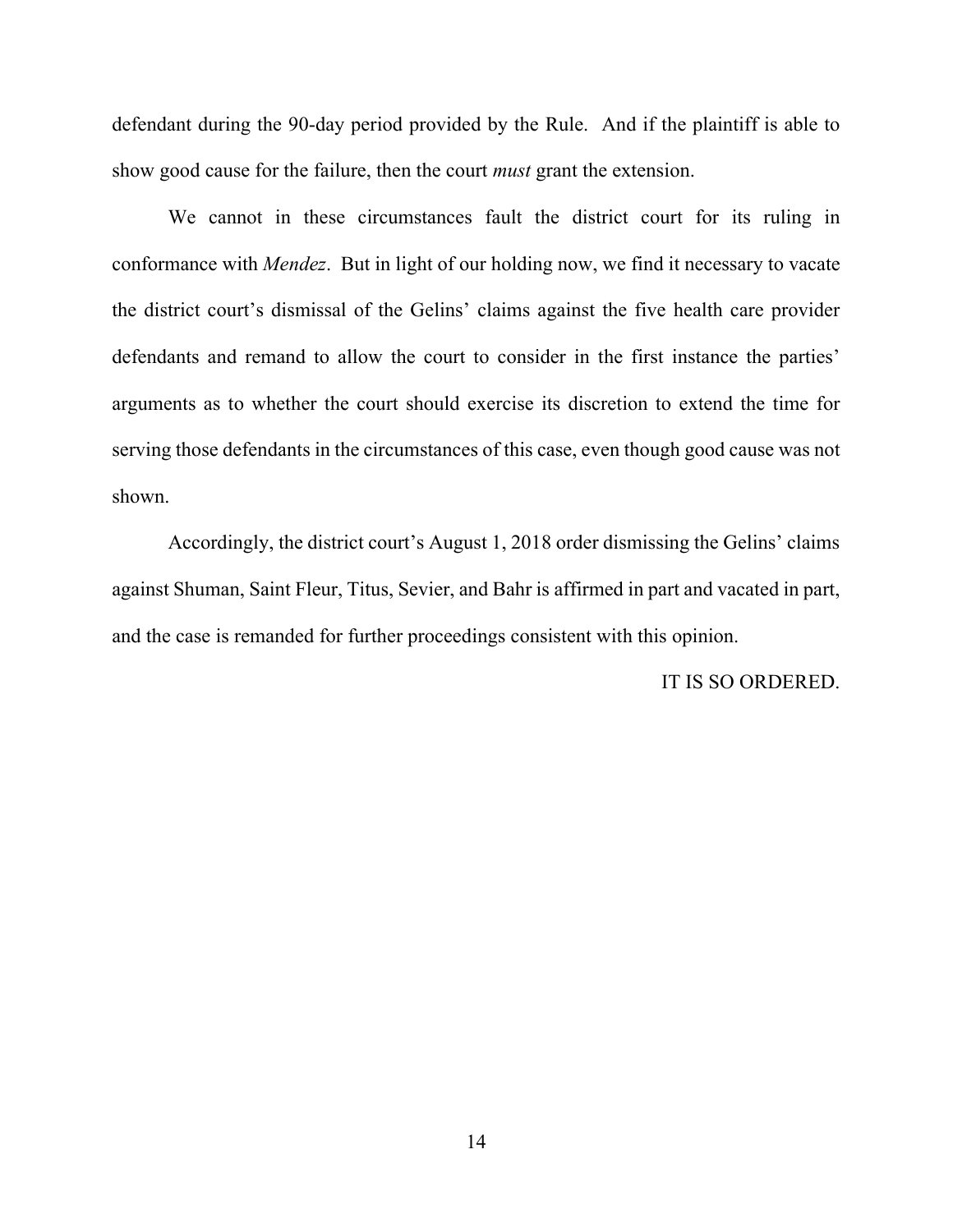defendant during the 90-day period provided by the Rule. And if the plaintiff is able to show good cause for the failure, then the court *must* grant the extension.

We cannot in these circumstances fault the district court for its ruling in conformance with *Mendez*. But in light of our holding now, we find it necessary to vacate the district court's dismissal of the Gelins' claims against the five health care provider defendants and remand to allow the court to consider in the first instance the parties' arguments as to whether the court should exercise its discretion to extend the time for serving those defendants in the circumstances of this case, even though good cause was not shown.

Accordingly, the district court's August 1, 2018 order dismissing the Gelins' claims against Shuman, Saint Fleur, Titus, Sevier, and Bahr is affirmed in part and vacated in part, and the case is remanded for further proceedings consistent with this opinion.

IT IS SO ORDERED.